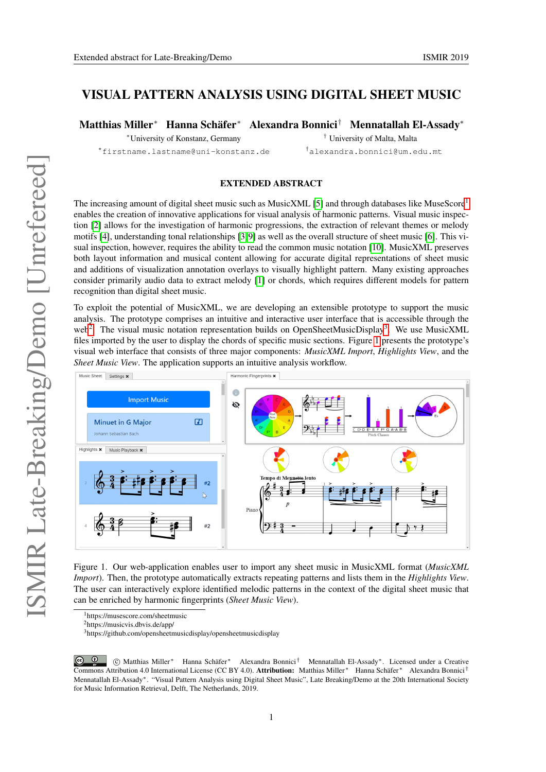# VISUAL PATTERN ANALYSIS USING DIGITAL SHEET MUSIC

**Matthias Miller*** **Hanna Schäfer*** **Alexandra Bonnici†** **Mennatallah El-Assady***

*University of Konstanz, Germany
*firstname.lastname@uni-konstanz.de

† University of Malta, Malta
†alexandra.bonnici@um.edu.mt

## EXTENDED ABSTRACT

The increasing amount of digital sheet music such as MusicXML [5] and through databases like MuseScore[1] enables the creation of innovative applications for visual analysis of harmonic patterns. Visual music inspection [2] allows for the investigation of harmonic progressions, the extraction of relevant themes or melody motifs [4], understanding tonal relationships [3, 9] as well as the overall structure of sheet music [6]. This visual inspection, however, requires the ability to read the common music notation [10]. MusicXML preserves both layout information and musical content allowing for accurate digital representations of sheet music and additions of visualization annotation overlays to visually highlight pattern. Many existing approaches consider primarily audio data to extract melody [1] or chords, which requires different models for pattern recognition than digital sheet music.

To exploit the potential of MusicXML, we are developing an extensible prototype to support the music analysis. The prototype comprises an intuitive and interactive user interface that is accessible through the web[2]. The visual music notation representation builds on OpenSheetMusicDisplay[3]. We use MusicXML files imported by the user to display the chords of specific music sections. Figure 1 presents the prototype's visual web interface that consists of three major components: *MusicXML Import*, *Highlights View*, and the *Sheet Music View*. The application supports an intuitive analysis workflow.

Figure 1. Our web-application enables user to import any sheet music in MusicXML format (*MusicXML Import*). Then, the prototype automatically extracts repeating patterns and lists them in the *Highlights View*. The user can interactively explore identified melodic patterns in the context of the digital sheet music that can be enriched by harmonic fingerprints (*Sheet Music View*).

[1] https://musescore.com/sheetmusic
[2] https://musicvis.dbvis.de/app/
[3] https://github.com/opensheetmusicdisplay/opensheetmusicdisplay

© Matthias Miller* Hanna Schäfer* Alexandra Bonnici† Mennatallah El-Assady*. Licensed under a Creative Commons Attribution 4.0 International License (CC BY 4.0). **Attribution:** Matthias Miller* Hanna Schäfer* Alexandra Bonnici† Mennatallah El-Assady*. "Visual Pattern Analysis using Digital Sheet Music", Late Breaking/Demo at the 20th International Society for Music Information Retrieval, Delft, The Netherlands, 2019.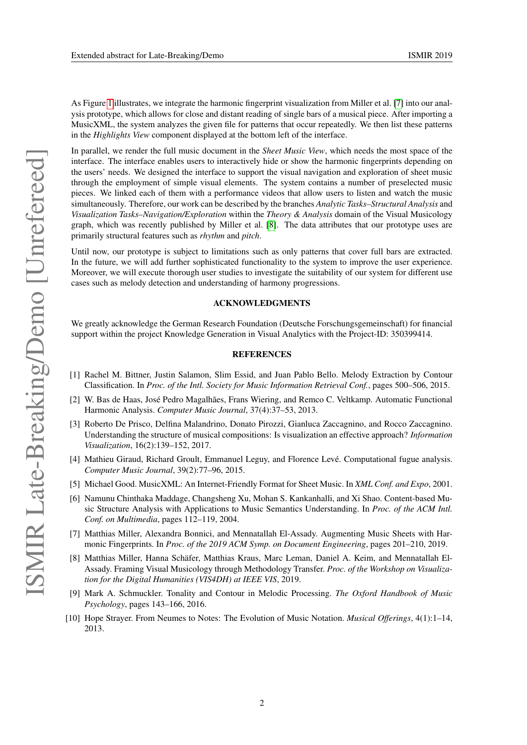As Figure 1 illustrates, we integrate the harmonic fingerprint visualization from Miller et al. [7] into our analysis prototype, which allows for close and distant reading of single bars of a musical piece. After importing a MusicXML, the system analyzes the given file for patterns that occur repeatedly. We then list these patterns in the *Highlights View* component displayed at the bottom left of the interface.

In parallel, we render the full music document in the *Sheet Music View*, which needs the most space of the interface. The interface enables users to interactively hide or show the harmonic fingerprints depending on the users' needs. We designed the interface to support the visual navigation and exploration of sheet music through the employment of simple visual elements. The system contains a number of preselected music pieces. We linked each of them with a performance videos that allow users to listen and watch the music simultaneously. Therefore, our work can be described by the branches *Analytic Tasks–Structural Analysis* and *Visualization Tasks–Navigation/Exploration* within the *Theory & Analysis* domain of the Visual Musicology graph, which was recently published by Miller et al. [8]. The data attributes that our prototype uses are primarily structural features such as *rhythm* and *pitch*.

Until now, our prototype is subject to limitations such as only patterns that cover full bars are extracted. In the future, we will add further sophisticated functionality to the system to improve the user experience. Moreover, we will execute thorough user studies to investigate the suitability of our system for different use cases such as melody detection and understanding of harmony progressions.

## ACKNOWLEDGMENTS

We greatly acknowledge the German Research Foundation (Deutsche Forschungsgemeinschaft) for financial support within the project Knowledge Generation in Visual Analytics with the Project-ID: 350399414.

## REFERENCES

[1] Rachel M. Bittner, Justin Salamon, Slim Essid, and Juan Pablo Bello. Melody Extraction by Contour Classification. In *Proc. of the Intl. Society for Music Information Retrieval Conf.*, pages 500–506, 2015.

[2] W. Bas de Haas, José Pedro Magalhães, Frans Wiering, and Remco C. Veltkamp. Automatic Functional Harmonic Analysis. *Computer Music Journal*, 37(4):37–53, 2013.

[3] Roberto De Prisco, Delfina Malandrino, Donato Pirozzi, Gianluca Zaccagnino, and Rocco Zaccagnino. Understanding the structure of musical compositions: Is visualization an effective approach? *Information Visualization*, 16(2):139–152, 2017.

[4] Mathieu Giraud, Richard Groult, Emmanuel Leguy, and Florence Levé. Computational fugue analysis. *Computer Music Journal*, 39(2):77–96, 2015.

[5] Michael Good. MusicXML: An Internet-Friendly Format for Sheet Music. In *XML Conf. and Expo*, 2001.

[6] Namunu Chinthaka Maddage, Changsheng Xu, Mohan S. Kankanhalli, and Xi Shao. Content-based Music Structure Analysis with Applications to Music Semantics Understanding. In *Proc. of the ACM Intl. Conf. on Multimedia*, pages 112–119, 2004.

[7] Matthias Miller, Alexandra Bonnici, and Mennatallah El-Assady. Augmenting Music Sheets with Harmonic Fingerprints. In *Proc. of the 2019 ACM Symp. on Document Engineering*, pages 201–210, 2019.

[8] Matthias Miller, Hanna Schäfer, Matthias Kraus, Marc Leman, Daniel A. Keim, and Mennatallah El-Assady. Framing Visual Musicology through Methodology Transfer. *Proc. of the Workshop on Visualization for the Digital Humanities (VIS4DH) at IEEE VIS*, 2019.

[9] Mark A. Schmuckler. Tonality and Contour in Melodic Processing. *The Oxford Handbook of Music Psychology*, pages 143–166, 2016.

[10] Hope Strayer. From Neumes to Notes: The Evolution of Music Notation. *Musical Offerings*, 4(1):1–14, 2013.